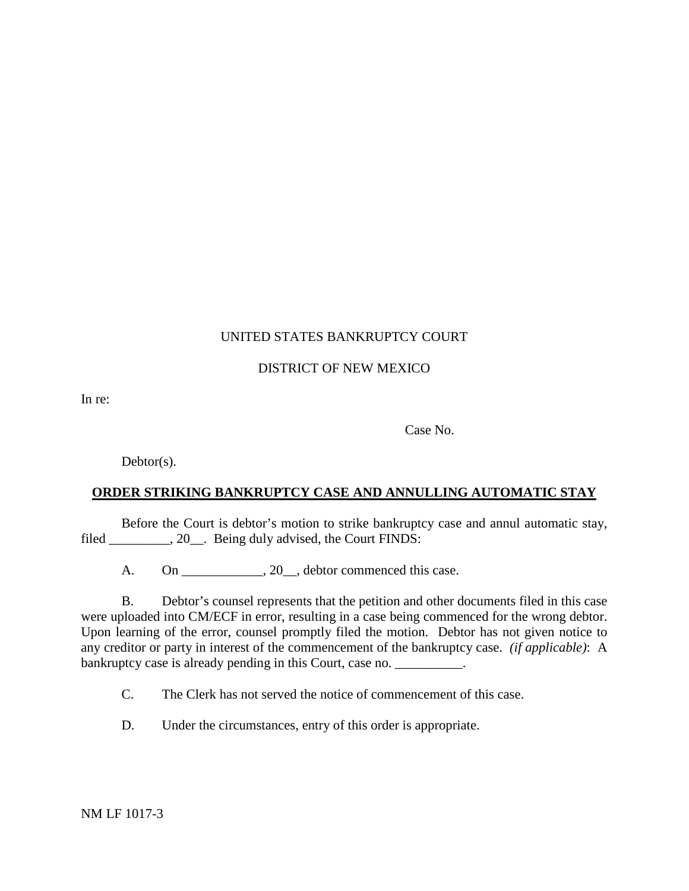UNITED STATES BANKRUPTCY COURT

DISTRICT OF NEW MEXICO

In re:

Case No.

Debtor(s).

**ORDER STRIKING BANKRUPTCY CASE AND ANNULLING AUTOMATIC STAY**

Before the Court is debtor's motion to strike bankruptcy case and annul automatic stay, filed _________, 20__. Being duly advised, the Court FINDS:

A. On ____________, 20__, debtor commenced this case.

B. Debtor's counsel represents that the petition and other documents filed in this case were uploaded into CM/ECF in error, resulting in a case being commenced for the wrong debtor. Upon learning of the error, counsel promptly filed the motion. Debtor has not given notice to any creditor or party in interest of the commencement of the bankruptcy case. *(if applicable)*: A bankruptcy case is already pending in this Court, case no. __________.

C. The Clerk has not served the notice of commencement of this case.

D. Under the circumstances, entry of this order is appropriate.

NM LF 1017-3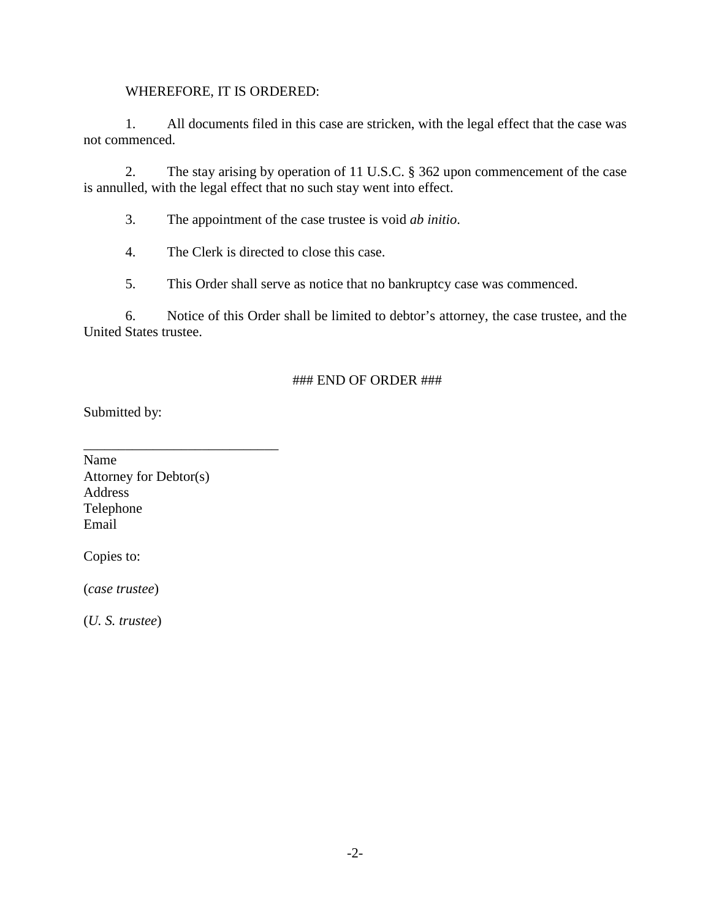WHEREFORE, IT IS ORDERED:

1. All documents filed in this case are stricken, with the legal effect that the case was not commenced.

2. The stay arising by operation of 11 U.S.C. § 362 upon commencement of the case is annulled, with the legal effect that no such stay went into effect.

3. The appointment of the case trustee is void *ab initio*.

4. The Clerk is directed to close this case.

5. This Order shall serve as notice that no bankruptcy case was commenced.

6. Notice of this Order shall be limited to debtor's attorney, the case trustee, and the United States trustee.

### END OF ORDER ###

Submitted by:

\_\_\_\_\_\_\_\_\_\_\_\_\_\_\_\_\_\_\_\_\_\_\_\_\_\_\_\_

Name
Attorney for Debtor(s)
Address
Telephone
Email

Copies to:

(*case trustee*)

(*U. S. trustee*)